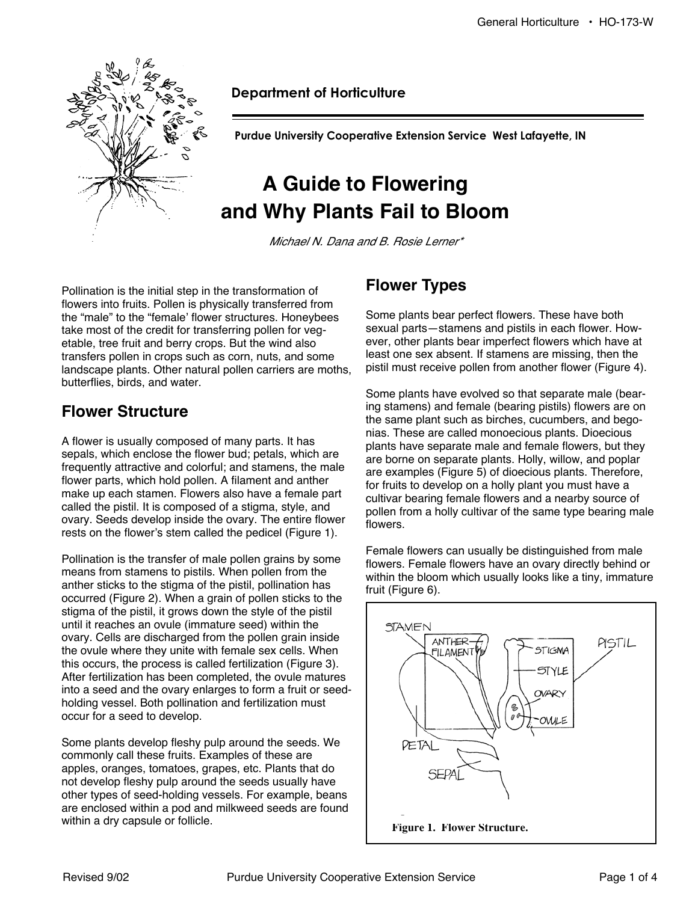Department of Horticulture

Purdue University Cooperative Extension Service West Lafayette, IN

# A Guide to Flowering and Why Plants Fail to Bloom

*Michael N. Dana and B. Rosie Lerner**

Pollination is the initial step in the transformation of flowers into fruits. Pollen is physically transferred from the "male" to the "female' flower structures. Honeybees take most of the credit for transferring pollen for vegetable, tree fruit and berry crops. But the wind also transfers pollen in crops such as corn, nuts, and some landscape plants. Other natural pollen carriers are moths, butterflies, birds, and water.

## Flower Structure

A flower is usually composed of many parts. It has sepals, which enclose the flower bud; petals, which are frequently attractive and colorful; and stamens, the male flower parts, which hold pollen. A filament and anther make up each stamen. Flowers also have a female part called the pistil. It is composed of a stigma, style, and ovary. Seeds develop inside the ovary. The entire flower rests on the flower's stem called the pedicel (Figure 1).

Pollination is the transfer of male pollen grains by some means from stamens to pistils. When pollen from the anther sticks to the stigma of the pistil, pollination has occurred (Figure 2). When a grain of pollen sticks to the stigma of the pistil, it grows down the style of the pistil until it reaches an ovule (immature seed) within the ovary. Cells are discharged from the pollen grain inside the ovule where they unite with female sex cells. When this occurs, the process is called fertilization (Figure 3). After fertilization has been completed, the ovule matures into a seed and the ovary enlarges to form a fruit or seed-holding vessel. Both pollination and fertilization must occur for a seed to develop.

Some plants develop fleshy pulp around the seeds. We commonly call these fruits. Examples of these are apples, oranges, tomatoes, grapes, etc. Plants that do not develop fleshy pulp around the seeds usually have other types of seed-holding vessels. For example, beans are enclosed within a pod and milkweed seeds are found within a dry capsule or follicle.

## Flower Types

Some plants bear perfect flowers. These have both sexual parts—stamens and pistils in each flower. However, other plants bear imperfect flowers which have at least one sex absent. If stamens are missing, then the pistil must receive pollen from another flower (Figure 4).

Some plants have evolved so that separate male (bearing stamens) and female (bearing pistils) flowers are on the same plant such as birches, cucumbers, and begonias. These are called monoecious plants. Dioecious plants have separate male and female flowers, but they are borne on separate plants. Holly, willow, and poplar are examples (Figure 5) of dioecious plants. Therefore, for fruits to develop on a holly plant you must have a cultivar bearing female flowers and a nearby source of pollen from a holly cultivar of the same type bearing male flowers.

Female flowers can usually be distinguished from male flowers. Female flowers have an ovary directly behind or within the bloom which usually looks like a tiny, immature fruit (Figure 6).

STAMEN, ANTHER, FILAMENT, STIGMA, STYLE, OVARY, OVULE, PISTIL, PETAL, SEPAL

**Figure 1. Flower Structure.**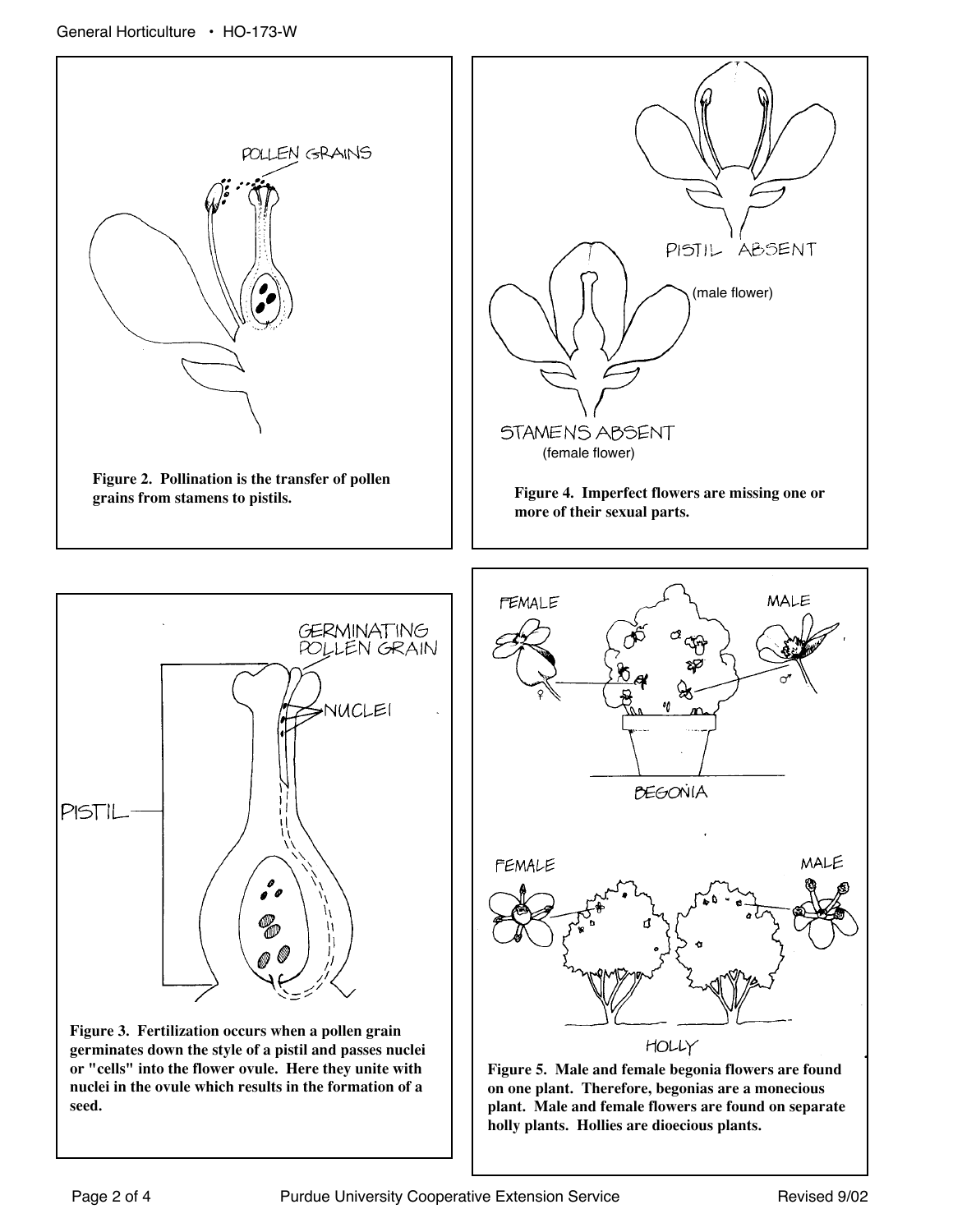POLLEN GRAINS

**Figure 2. Pollination is the transfer of pollen grains from stamens to pistils.**

PISTIL ABSENT

(male flower)

STAMENS ABSENT

(female flower)

**Figure 4. Imperfect flowers are missing one or more of their sexual parts.**

GERMINATING POLLEN GRAIN

NUCLEI

PISTIL

**Figure 3. Fertilization occurs when a pollen grain germinates down the style of a pistil and passes nuclei or "cells" into the flower ovule. Here they unite with nuclei in the ovule which results in the formation of a seed.**

FEMALE

MALE

BEGONIA

FEMALE

MALE

HOLLY

**Figure 5. Male and female begonia flowers are found on one plant. Therefore, begonias are a monecious plant. Male and female flowers are found on separate holly plants. Hollies are dioecious plants.**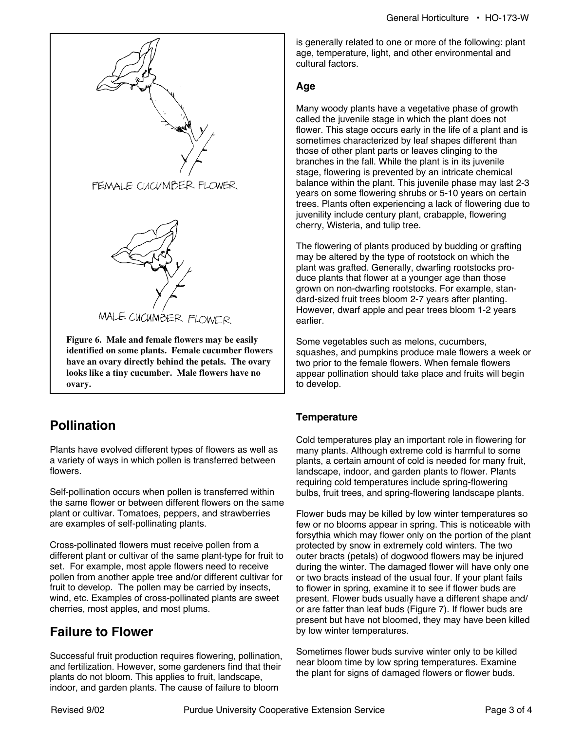FEMALE CUCUMBER FLOWER

MALE CUCUMBER FLOWER

**Figure 6. Male and female flowers may be easily identified on some plants. Female cucumber flowers have an ovary directly behind the petals. The ovary looks like a tiny cucumber. Male flowers have no ovary.**

## Pollination

Plants have evolved different types of flowers as well as a variety of ways in which pollen is transferred between flowers.

Self-pollination occurs when pollen is transferred within the same flower or between different flowers on the same plant or cultivar. Tomatoes, peppers, and strawberries are examples of self-pollinating plants.

Cross-pollinated flowers must receive pollen from a different plant or cultivar of the same plant-type for fruit to set. For example, most apple flowers need to receive pollen from another apple tree and/or different cultivar for fruit to develop. The pollen may be carried by insects, wind, etc. Examples of cross-pollinated plants are sweet cherries, most apples, and most plums.

## Failure to Flower

Successful fruit production requires flowering, pollination, and fertilization. However, some gardeners find that their plants do not bloom. This applies to fruit, landscape, indoor, and garden plants. The cause of failure to bloom is generally related to one or more of the following: plant age, temperature, light, and other environmental and cultural factors.

### Age

Many woody plants have a vegetative phase of growth called the juvenile stage in which the plant does not flower. This stage occurs early in the life of a plant and is sometimes characterized by leaf shapes different than those of other plant parts or leaves clinging to the branches in the fall. While the plant is in its juvenile stage, flowering is prevented by an intricate chemical balance within the plant. This juvenile phase may last 2-3 years on some flowering shrubs or 5-10 years on certain trees. Plants often experiencing a lack of flowering due to juvenility include century plant, crabapple, flowering cherry, Wisteria, and tulip tree.

The flowering of plants produced by budding or grafting may be altered by the type of rootstock on which the plant was grafted. Generally, dwarfing rootstocks produce plants that flower at a younger age than those grown on non-dwarfing rootstocks. For example, standard-sized fruit trees bloom 2-7 years after planting. However, dwarf apple and pear trees bloom 1-2 years earlier.

Some vegetables such as melons, cucumbers, squashes, and pumpkins produce male flowers a week or two prior to the female flowers. When female flowers appear pollination should take place and fruits will begin to develop.

### Temperature

Cold temperatures play an important role in flowering for many plants. Although extreme cold is harmful to some plants, a certain amount of cold is needed for many fruit, landscape, indoor, and garden plants to flower. Plants requiring cold temperatures include spring-flowering bulbs, fruit trees, and spring-flowering landscape plants.

Flower buds may be killed by low winter temperatures so few or no blooms appear in spring. This is noticeable with forsythia which may flower only on the portion of the plant protected by snow in extremely cold winters. The two outer bracts (petals) of dogwood flowers may be injured during the winter. The damaged flower will have only one or two bracts instead of the usual four. If your plant fails to flower in spring, examine it to see if flower buds are present. Flower buds usually have a different shape and/or are fatter than leaf buds (Figure 7). If flower buds are present but have not bloomed, they may have been killed by low winter temperatures.

Sometimes flower buds survive winter only to be killed near bloom time by low spring temperatures. Examine the plant for signs of damaged flowers or flower buds.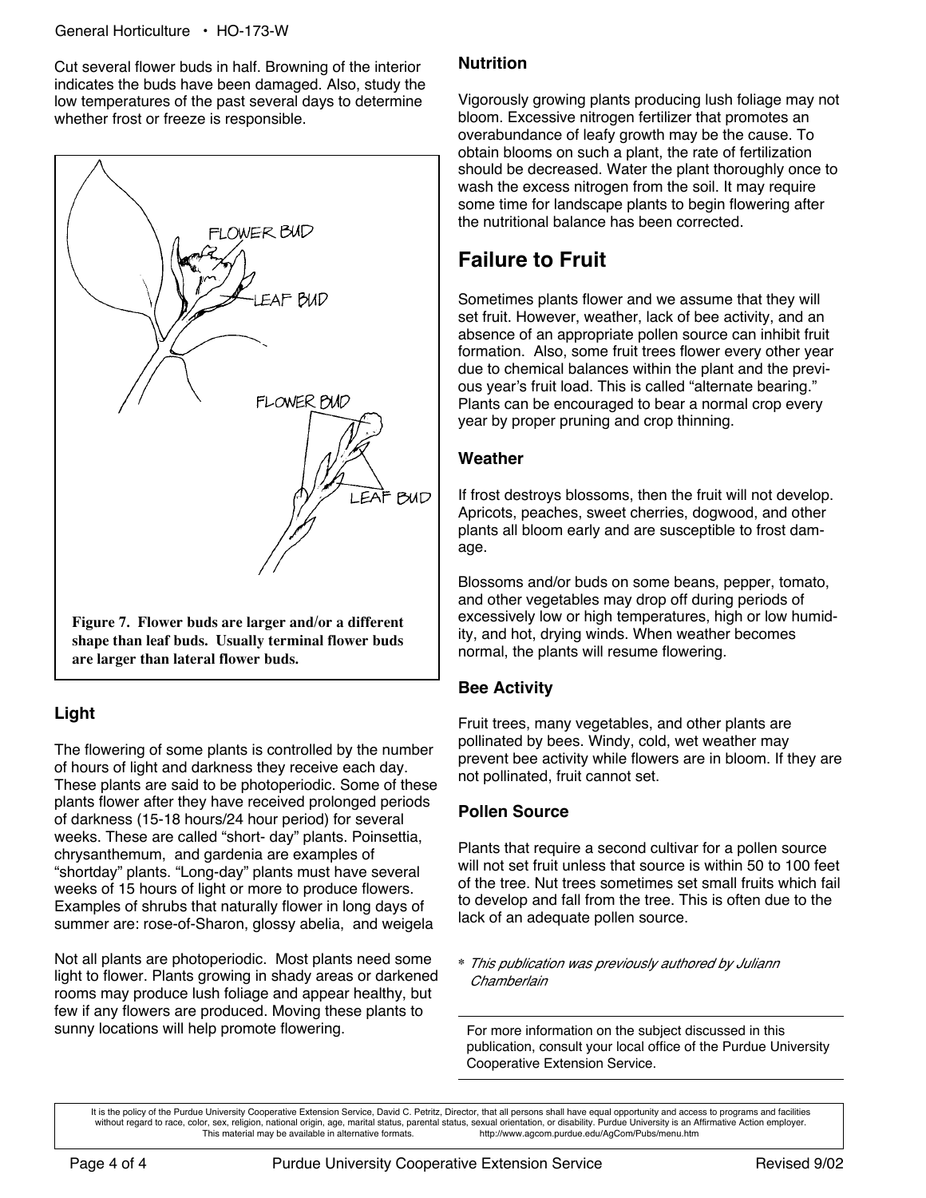Cut several flower buds in half. Browning of the interior indicates the buds have been damaged. Also, study the low temperatures of the past several days to determine whether frost or freeze is responsible.

FLOWER BUD
LEAF BUD
FLOWER BUD
LEAF BUD

**Figure 7. Flower buds are larger and/or a different shape than leaf buds. Usually terminal flower buds are larger than lateral flower buds.**

### Light

The flowering of some plants is controlled by the number of hours of light and darkness they receive each day. These plants are said to be photoperiodic. Some of these plants flower after they have received prolonged periods of darkness (15-18 hours/24 hour period) for several weeks. These are called "short- day" plants. Poinsettia, chrysanthemum, and gardenia are examples of "shortday" plants. "Long-day" plants must have several weeks of 15 hours of light or more to produce flowers. Examples of shrubs that naturally flower in long days of summer are: rose-of-Sharon, glossy abelia, and weigela

Not all plants are photoperiodic. Most plants need some light to flower. Plants growing in shady areas or darkened rooms may produce lush foliage and appear healthy, but few if any flowers are produced. Moving these plants to sunny locations will help promote flowering.

### Nutrition

Vigorously growing plants producing lush foliage may not bloom. Excessive nitrogen fertilizer that promotes an overabundance of leafy growth may be the cause. To obtain blooms on such a plant, the rate of fertilization should be decreased. Water the plant thoroughly once to wash the excess nitrogen from the soil. It may require some time for landscape plants to begin flowering after the nutritional balance has been corrected.

## Failure to Fruit

Sometimes plants flower and we assume that they will set fruit. However, weather, lack of bee activity, and an absence of an appropriate pollen source can inhibit fruit formation. Also, some fruit trees flower every other year due to chemical balances within the plant and the previous year's fruit load. This is called "alternate bearing." Plants can be encouraged to bear a normal crop every year by proper pruning and crop thinning.

### Weather

If frost destroys blossoms, then the fruit will not develop. Apricots, peaches, sweet cherries, dogwood, and other plants all bloom early and are susceptible to frost damage.

Blossoms and/or buds on some beans, pepper, tomato, and other vegetables may drop off during periods of excessively low or high temperatures, high or low humidity, and hot, drying winds. When weather becomes normal, the plants will resume flowering.

### Bee Activity

Fruit trees, many vegetables, and other plants are pollinated by bees. Windy, cold, wet weather may prevent bee activity while flowers are in bloom. If they are not pollinated, fruit cannot set.

### Pollen Source

Plants that require a second cultivar for a pollen source will not set fruit unless that source is within 50 to 100 feet of the tree. Nut trees sometimes set small fruits which fail to develop and fall from the tree. This is often due to the lack of an adequate pollen source.

* *This publication was previously authored by Juliann Chamberlain*

For more information on the subject discussed in this publication, consult your local office of the Purdue University Cooperative Extension Service.

It is the policy of the Purdue University Cooperative Extension Service, David C. Petritz, Director, that all persons shall have equal opportunity and access to programs and facilities without regard to race, color, sex, religion, national origin, age, marital status, parental status, sexual orientation, or disability. Purdue University is an Affirmative Action employer. This material may be available in alternative formats. http://www.agcom.purdue.edu/AgCom/Pubs/menu.htm